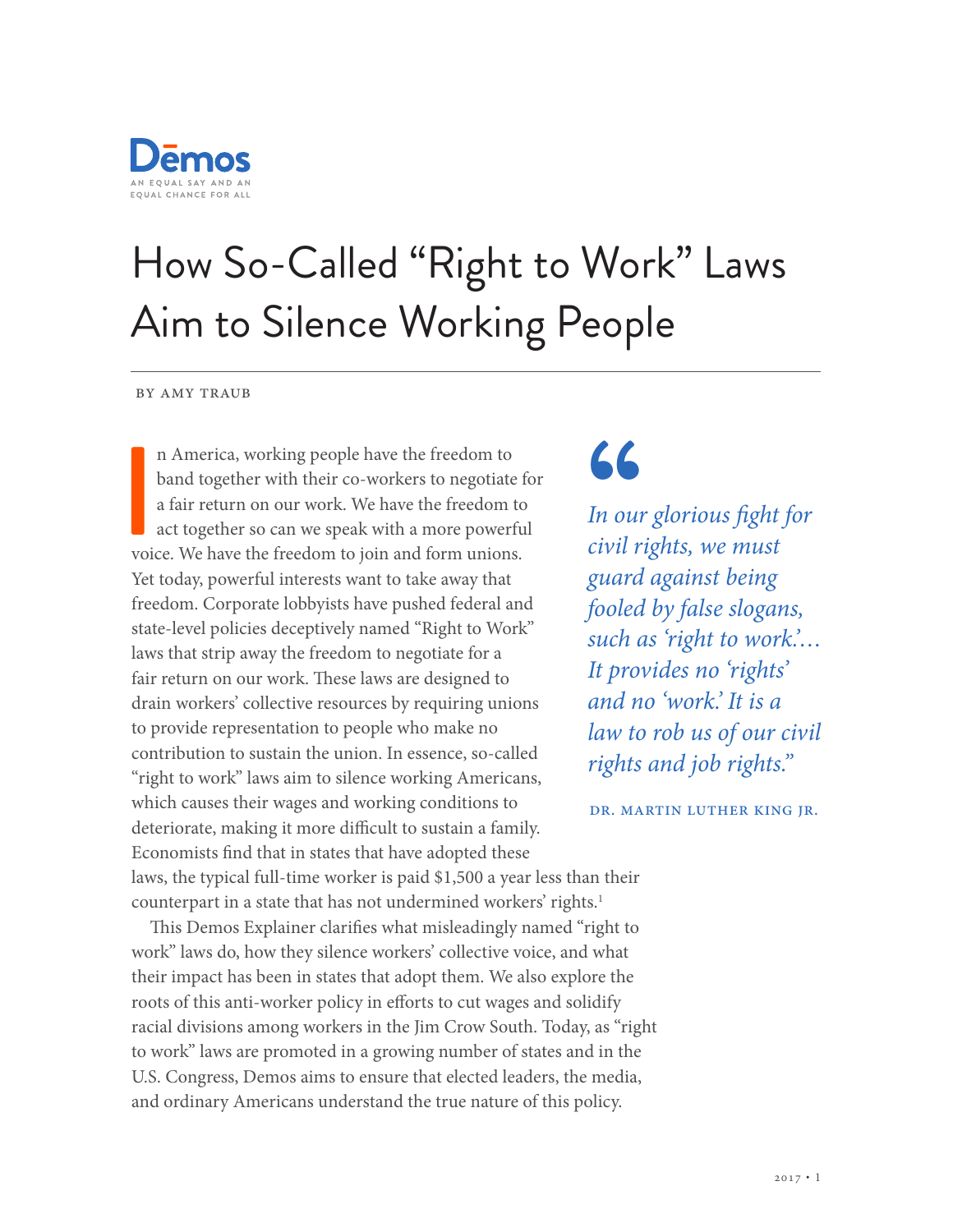Dēmos

AN EQUAL SAY AND AN EQUAL CHANCE FOR ALL

# How So-Called “Right to Work” Laws Aim to Silence Working People

BY AMY TRAUB

In America, working people have the freedom to band together with their co-workers to negotiate for a fair return on our work. We have the freedom to act together so can we speak with a more powerful voice. We have the freedom to join and form unions. Yet today, powerful interests want to take away that freedom. Corporate lobbyists have pushed federal and state-level policies deceptively named “Right to Work” laws that strip away the freedom to negotiate for a fair return on our work. These laws are designed to drain workers’ collective resources by requiring unions to provide representation to people who make no contribution to sustain the union. In essence, so-called “right to work” laws aim to silence working Americans, which causes their wages and working conditions to deteriorate, making it more difficult to sustain a family. Economists find that in states that have adopted these laws, the typical full-time worker is paid $1,500 a year less than their counterpart in a state that has not undermined workers’ rights.[1]

> *In our glorious fight for civil rights, we must guard against being fooled by false slogans, such as ‘right to work.’… It provides no ‘rights’ and no ‘work.’ It is a law to rob us of our civil rights and job rights.”*
>
> DR. MARTIN LUTHER KING JR.

This Demos Explainer clarifies what misleadingly named “right to work” laws do, how they silence workers’ collective voice, and what their impact has been in states that adopt them. We also explore the roots of this anti-worker policy in efforts to cut wages and solidify racial divisions among workers in the Jim Crow South. Today, as “right to work” laws are promoted in a growing number of states and in the U.S. Congress, Demos aims to ensure that elected leaders, the media, and ordinary Americans understand the true nature of this policy.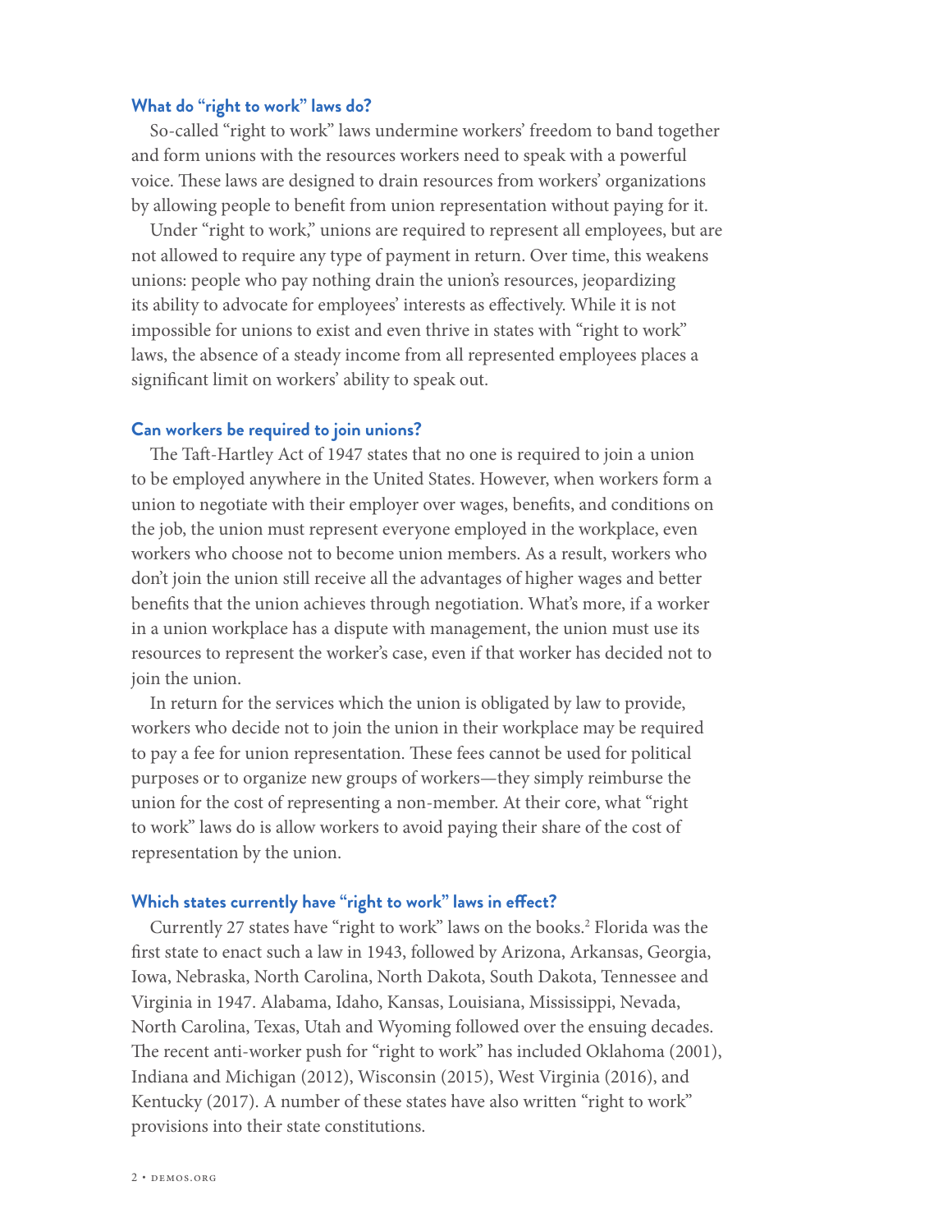## What do "right to work" laws do?

So-called "right to work" laws undermine workers' freedom to band together and form unions with the resources workers need to speak with a powerful voice. These laws are designed to drain resources from workers' organizations by allowing people to benefit from union representation without paying for it.

Under "right to work," unions are required to represent all employees, but are not allowed to require any type of payment in return. Over time, this weakens unions: people who pay nothing drain the union's resources, jeopardizing its ability to advocate for employees' interests as effectively. While it is not impossible for unions to exist and even thrive in states with "right to work" laws, the absence of a steady income from all represented employees places a significant limit on workers' ability to speak out.

## Can workers be required to join unions?

The Taft-Hartley Act of 1947 states that no one is required to join a union to be employed anywhere in the United States. However, when workers form a union to negotiate with their employer over wages, benefits, and conditions on the job, the union must represent everyone employed in the workplace, even workers who choose not to become union members. As a result, workers who don't join the union still receive all the advantages of higher wages and better benefits that the union achieves through negotiation. What's more, if a worker in a union workplace has a dispute with management, the union must use its resources to represent the worker's case, even if that worker has decided not to join the union.

In return for the services which the union is obligated by law to provide, workers who decide not to join the union in their workplace may be required to pay a fee for union representation. These fees cannot be used for political purposes or to organize new groups of workers—they simply reimburse the union for the cost of representing a non-member. At their core, what "right to work" laws do is allow workers to avoid paying their share of the cost of representation by the union.

## Which states currently have "right to work" laws in effect?

Currently 27 states have "right to work" laws on the books.[2] Florida was the first state to enact such a law in 1943, followed by Arizona, Arkansas, Georgia, Iowa, Nebraska, North Carolina, North Dakota, South Dakota, Tennessee and Virginia in 1947. Alabama, Idaho, Kansas, Louisiana, Mississippi, Nevada, North Carolina, Texas, Utah and Wyoming followed over the ensuing decades. The recent anti-worker push for "right to work" has included Oklahoma (2001), Indiana and Michigan (2012), Wisconsin (2015), West Virginia (2016), and Kentucky (2017). A number of these states have also written "right to work" provisions into their state constitutions.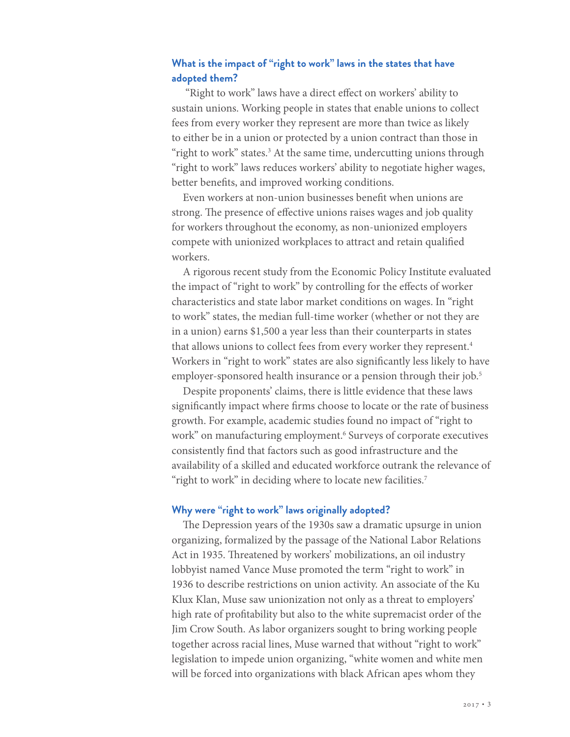## What is the impact of "right to work" laws in the states that have adopted them?

"Right to work" laws have a direct effect on workers' ability to sustain unions. Working people in states that enable unions to collect fees from every worker they represent are more than twice as likely to either be in a union or protected by a union contract than those in "right to work" states.[3] At the same time, undercutting unions through "right to work" laws reduces workers' ability to negotiate higher wages, better benefits, and improved working conditions.

Even workers at non-union businesses benefit when unions are strong. The presence of effective unions raises wages and job quality for workers throughout the economy, as non-unionized employers compete with unionized workplaces to attract and retain qualified workers.

A rigorous recent study from the Economic Policy Institute evaluated the impact of "right to work" by controlling for the effects of worker characteristics and state labor market conditions on wages. In "right to work" states, the median full-time worker (whether or not they are in a union) earns $1,500 a year less than their counterparts in states that allows unions to collect fees from every worker they represent.[4] Workers in "right to work" states are also significantly less likely to have employer-sponsored health insurance or a pension through their job.[5]

Despite proponents' claims, there is little evidence that these laws significantly impact where firms choose to locate or the rate of business growth. For example, academic studies found no impact of "right to work" on manufacturing employment.[6] Surveys of corporate executives consistently find that factors such as good infrastructure and the availability of a skilled and educated workforce outrank the relevance of "right to work" in deciding where to locate new facilities.[7]

## Why were "right to work" laws originally adopted?

The Depression years of the 1930s saw a dramatic upsurge in union organizing, formalized by the passage of the National Labor Relations Act in 1935. Threatened by workers' mobilizations, an oil industry lobbyist named Vance Muse promoted the term "right to work" in 1936 to describe restrictions on union activity. An associate of the Ku Klux Klan, Muse saw unionization not only as a threat to employers' high rate of profitability but also to the white supremacist order of the Jim Crow South. As labor organizers sought to bring working people together across racial lines, Muse warned that without "right to work" legislation to impede union organizing, "white women and white men will be forced into organizations with black African apes whom they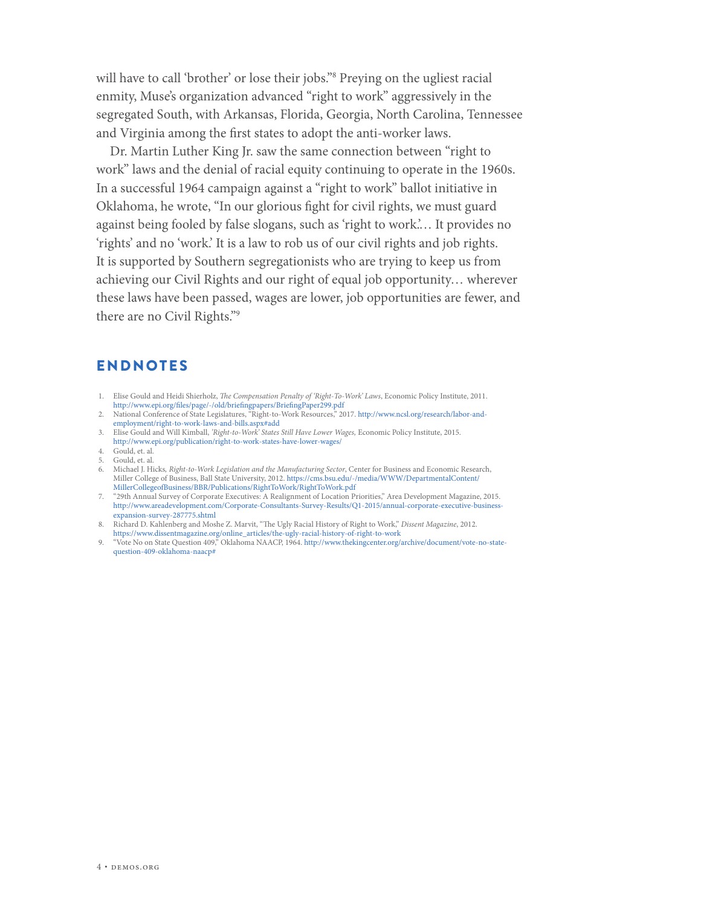will have to call 'brother' or lose their jobs."[8] Preying on the ugliest racial enmity, Muse's organization advanced "right to work" aggressively in the segregated South, with Arkansas, Florida, Georgia, North Carolina, Tennessee and Virginia among the first states to adopt the anti-worker laws.

Dr. Martin Luther King Jr. saw the same connection between "right to work" laws and the denial of racial equity continuing to operate in the 1960s. In a successful 1964 campaign against a "right to work" ballot initiative in Oklahoma, he wrote, "In our glorious fight for civil rights, we must guard against being fooled by false slogans, such as 'right to work.'… It provides no 'rights' and no 'work.' It is a law to rob us of our civil rights and job rights. It is supported by Southern segregationists who are trying to keep us from achieving our Civil Rights and our right of equal job opportunity… wherever these laws have been passed, wages are lower, job opportunities are fewer, and there are no Civil Rights."[9]

## ENDNOTES

1. Elise Gould and Heidi Shierholz, *The Compensation Penalty of 'Right-To-Work' Laws*, Economic Policy Institute, 2011. http://www.epi.org/files/page/-/old/briefingpapers/BriefingPaper299.pdf
2. National Conference of State Legislatures, "Right-to-Work Resources," 2017. http://www.ncsl.org/research/labor-and-employment/right-to-work-laws-and-bills.aspx#add
3. Elise Gould and Will Kimball, *'Right-to-Work' States Still Have Lower Wages*, Economic Policy Institute, 2015. http://www.epi.org/publication/right-to-work-states-have-lower-wages/
4. Gould, et. al.
5. Gould, et. al.
6. Michael J. Hicks, *Right-to-Work Legislation and the Manufacturing Sector*, Center for Business and Economic Research, Miller College of Business, Ball State University, 2012. https://cms.bsu.edu/-/media/WWW/DepartmentalContent/MillerCollegeofBusiness/BBR/Publications/RightToWork/RightToWork.pdf
7. "29th Annual Survey of Corporate Executives: A Realignment of Location Priorities," Area Development Magazine, 2015. http://www.areadevelopment.com/Corporate-Consultants-Survey-Results/Q1-2015/annual-corporate-executive-business-expansion-survey-287775.shtml
8. Richard D. Kahlenberg and Moshe Z. Marvit, "The Ugly Racial History of Right to Work," *Dissent Magazine*, 2012. https://www.dissentmagazine.org/online_articles/the-ugly-racial-history-of-right-to-work
9. "Vote No on State Question 409," Oklahoma NAACP, 1964. http://www.thekingcenter.org/archive/document/vote-no-state-question-409-oklahoma-naacp#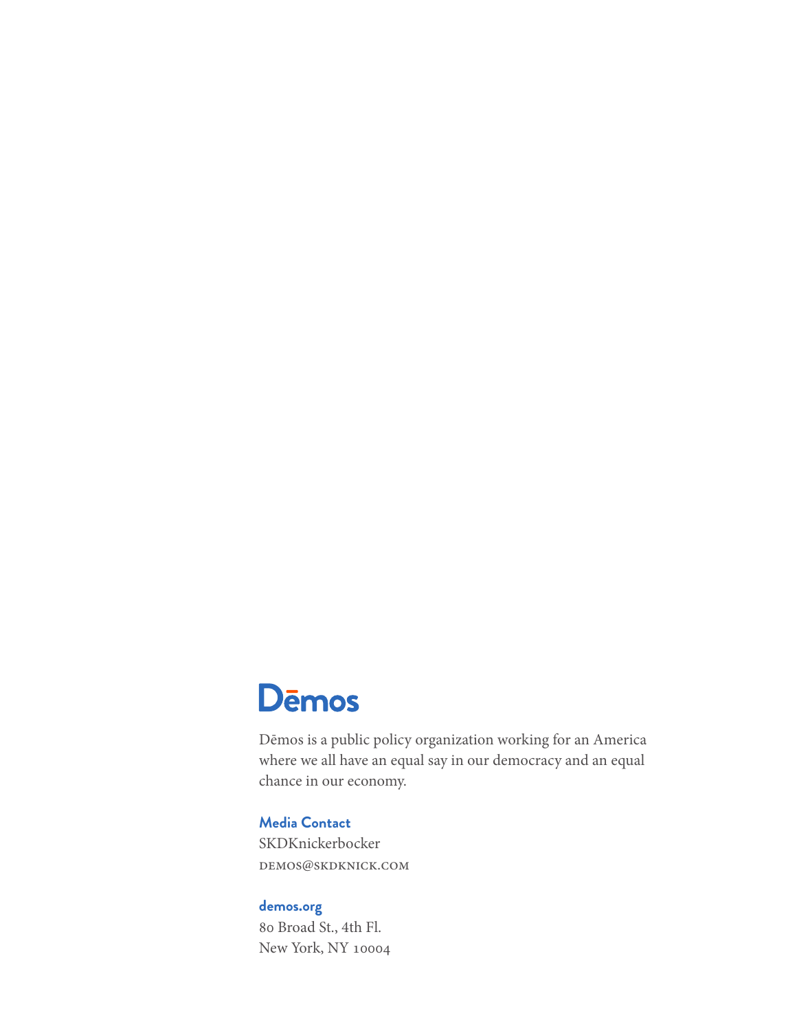# Dēmos

Dēmos is a public policy organization working for an America where we all have an equal say in our democracy and an equal chance in our economy.

**Media Contact**
SKDKnickerbocker
demos@skdknick.com

**demos.org**
80 Broad St., 4th Fl.
New York, NY 10004